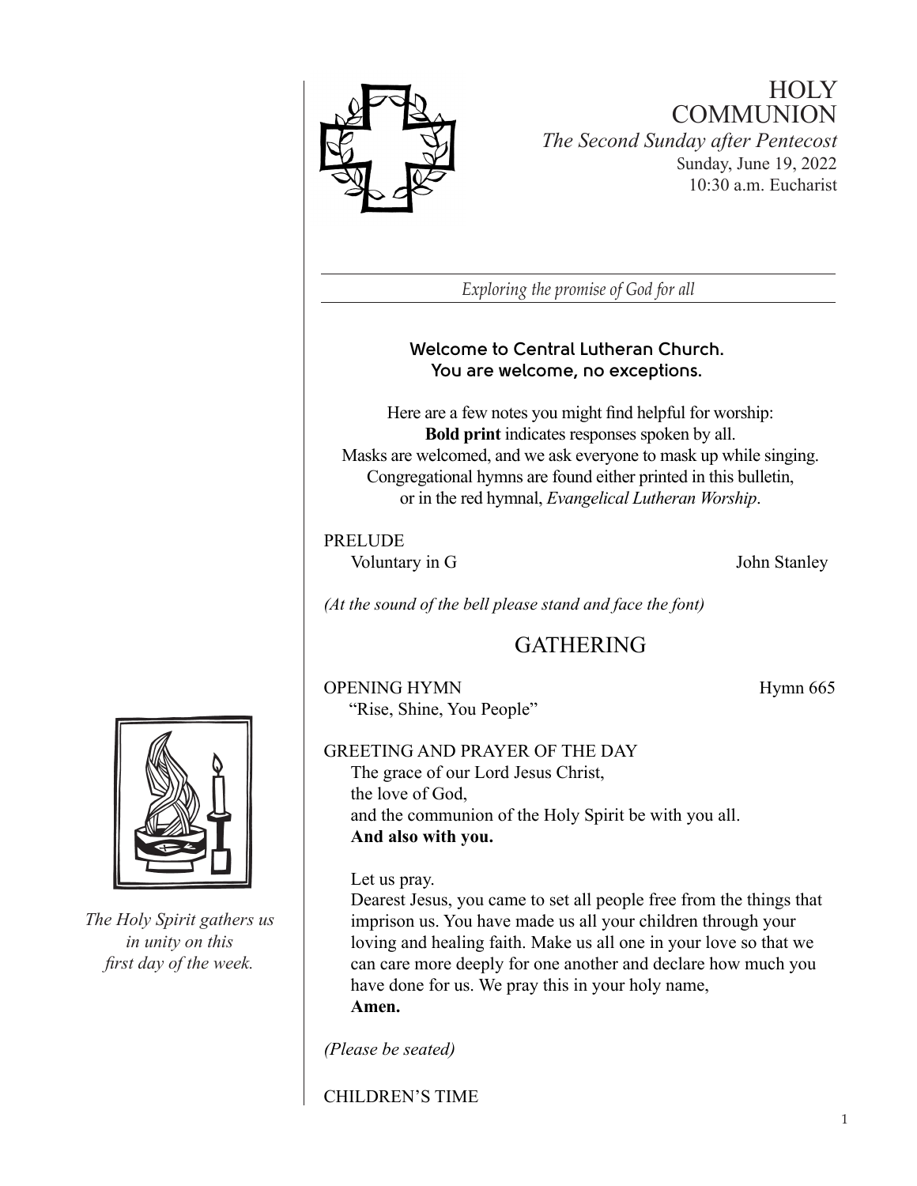# HOLY COMMUNION

*The Second Sunday after Pentecost*
Sunday, June 19, 2022
10:30 a.m. Eucharist

*Exploring the promise of God for all*

**Welcome to Central Lutheran Church.**
**You are welcome, no exceptions.**

Here are a few notes you might find helpful for worship:
**Bold print** indicates responses spoken by all.
Masks are welcomed, and we ask everyone to mask up while singing.
Congregational hymns are found either printed in this bulletin,
or in the red hymnal, *Evangelical Lutheran Worship*.

PRELUDE
Voluntary in G — John Stanley

*(At the sound of the bell please stand and face the font)*

## GATHERING

OPENING HYMN — Hymn 665
"Rise, Shine, You People"

GREETING AND PRAYER OF THE DAY
The grace of our Lord Jesus Christ,
the love of God,
and the communion of the Holy Spirit be with you all.
**And also with you.**

Let us pray.
Dearest Jesus, you came to set all people free from the things that imprison us. You have made us all your children through your loving and healing faith. Make us all one in your love so that we can care more deeply for one another and declare how much you have done for us. We pray this in your holy name,
**Amen.**

*(Please be seated)*

CHILDREN'S TIME

*The Holy Spirit gathers us in unity on this first day of the week.*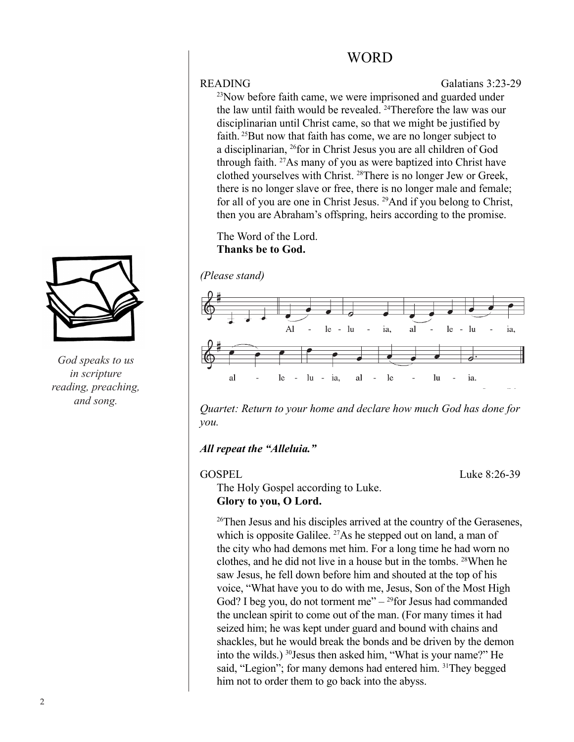# WORD

READING Galatians 3:23-29

[23]Now before faith came, we were imprisoned and guarded under the law until faith would be revealed. [24]Therefore the law was our disciplinarian until Christ came, so that we might be justified by faith. [25]But now that faith has come, we are no longer subject to a disciplinarian, [26]for in Christ Jesus you are all children of God through faith. [27]As many of you as were baptized into Christ have clothed yourselves with Christ. [28]There is no longer Jew or Greek, there is no longer slave or free, there is no longer male and female; for all of you are one in Christ Jesus. [29]And if you belong to Christ, then you are Abraham's offspring, heirs according to the promise.

The Word of the Lord.
**Thanks be to God.**

*God speaks to us in scripture reading, preaching, and song.*

*(Please stand)*

Al - le - lu - ia, al - le - lu - ia, al - le - lu - ia, al - le - lu - ia.

*Quartet: Return to your home and declare how much God has done for you.*

***All repeat the "Alleluia."***

GOSPEL Luke 8:26-39

The Holy Gospel according to Luke.
**Glory to you, O Lord.**

[26]Then Jesus and his disciples arrived at the country of the Gerasenes, which is opposite Galilee. [27]As he stepped out on land, a man of the city who had demons met him. For a long time he had worn no clothes, and he did not live in a house but in the tombs. [28]When he saw Jesus, he fell down before him and shouted at the top of his voice, "What have you to do with me, Jesus, Son of the Most High God? I beg you, do not torment me" – [29]for Jesus had commanded the unclean spirit to come out of the man. (For many times it had seized him; he was kept under guard and bound with chains and shackles, but he would break the bonds and be driven by the demon into the wilds.) [30]Jesus then asked him, "What is your name?" He said, "Legion"; for many demons had entered him. [31]They begged him not to order them to go back into the abyss.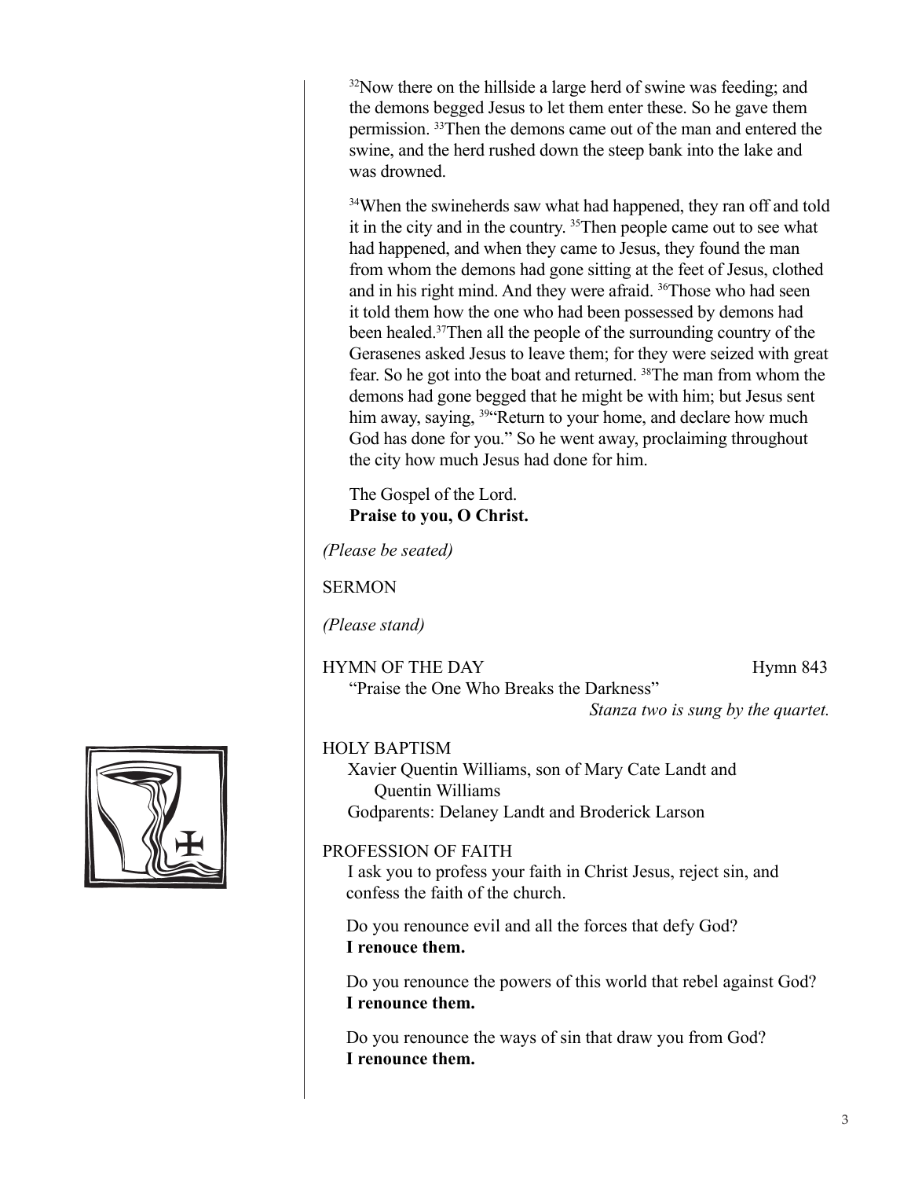[32]Now there on the hillside a large herd of swine was feeding; and the demons begged Jesus to let them enter these. So he gave them permission. [33]Then the demons came out of the man and entered the swine, and the herd rushed down the steep bank into the lake and was drowned.

[34]When the swineherds saw what had happened, they ran off and told it in the city and in the country. [35]Then people came out to see what had happened, and when they came to Jesus, they found the man from whom the demons had gone sitting at the feet of Jesus, clothed and in his right mind. And they were afraid. [36]Those who had seen it told them how the one who had been possessed by demons had been healed.[37]Then all the people of the surrounding country of the Gerasenes asked Jesus to leave them; for they were seized with great fear. So he got into the boat and returned. [38]The man from whom the demons had gone begged that he might be with him; but Jesus sent him away, saying, [39]"Return to your home, and declare how much God has done for you." So he went away, proclaiming throughout the city how much Jesus had done for him.

The Gospel of the Lord.
**Praise to you, O Christ.**

*(Please be seated)*

SERMON

*(Please stand)*

HYMN OF THE DAY — Hymn 843
"Praise the One Who Breaks the Darkness"
*Stanza two is sung by the quartet.*

HOLY BAPTISM
Xavier Quentin Williams, son of Mary Cate Landt and Quentin Williams
Godparents: Delaney Landt and Broderick Larson

PROFESSION OF FAITH
I ask you to profess your faith in Christ Jesus, reject sin, and confess the faith of the church.

Do you renounce evil and all the forces that defy God?
**I renouce them.**

Do you renounce the powers of this world that rebel against God?
**I renounce them.**

Do you renounce the ways of sin that draw you from God?
**I renounce them.**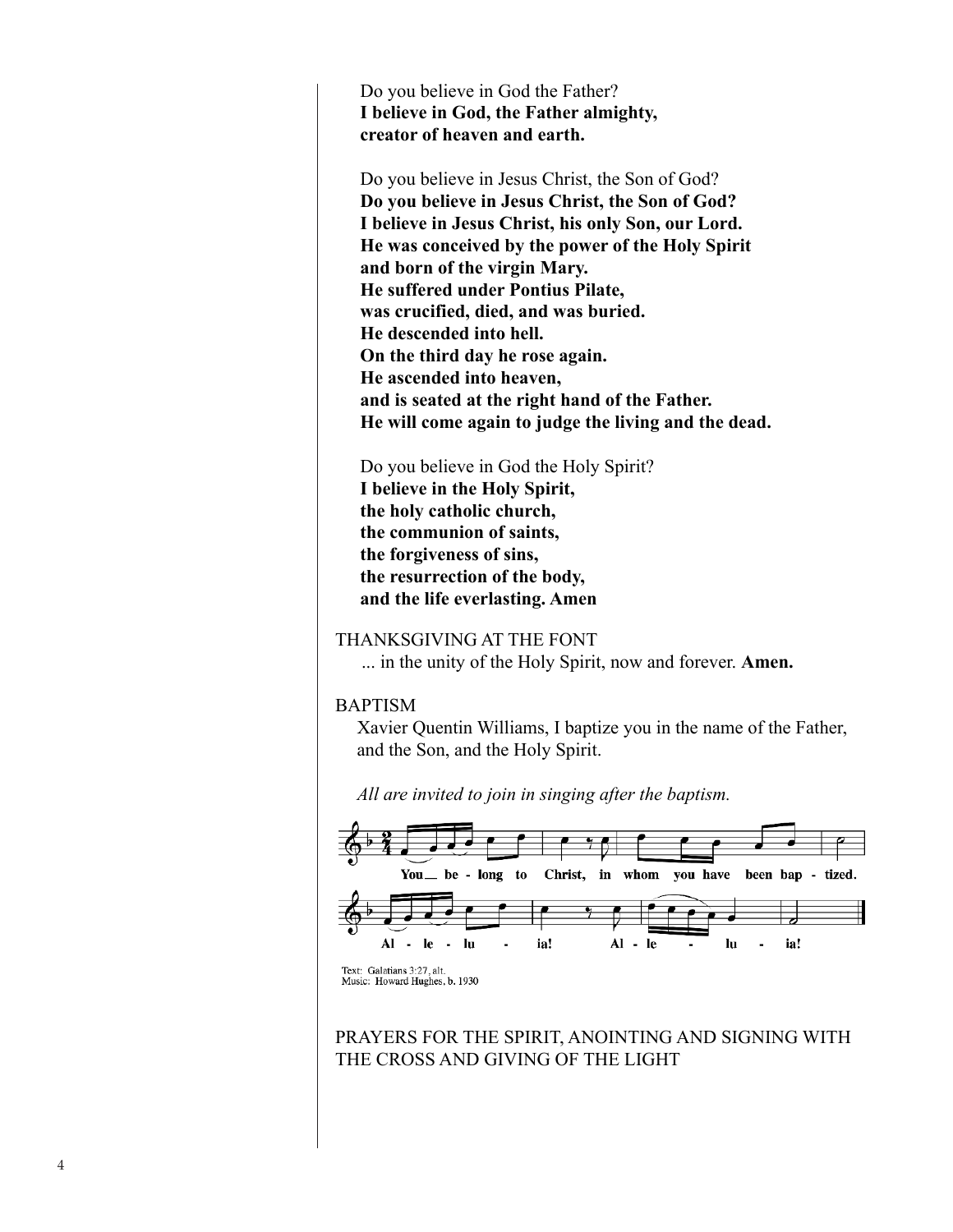Do you believe in God the Father?
**I believe in God, the Father almighty,**
**creator of heaven and earth.**

Do you believe in Jesus Christ, the Son of God?
**Do you believe in Jesus Christ, the Son of God?**
**I believe in Jesus Christ, his only Son, our Lord.**
**He was conceived by the power of the Holy Spirit**
**and born of the virgin Mary.**
**He suffered under Pontius Pilate,**
**was crucified, died, and was buried.**
**He descended into hell.**
**On the third day he rose again.**
**He ascended into heaven,**
**and is seated at the right hand of the Father.**
**He will come again to judge the living and the dead.**

Do you believe in God the Holy Spirit?
**I believe in the Holy Spirit,**
**the holy catholic church,**
**the communion of saints,**
**the forgiveness of sins,**
**the resurrection of the body,**
**and the life everlasting. Amen**

THANKSGIVING AT THE FONT

... in the unity of the Holy Spirit, now and forever. **Amen.**

BAPTISM

Xavier Quentin Williams, I baptize you in the name of the Father, and the Son, and the Holy Spirit.

*All are invited to join in singing after the baptism.*

You belong to Christ, in whom you have been baptized.
Alleluia! Alleluia!

Text: Galatians 3:27, alt.
Music: Howard Hughes, b. 1930

PRAYERS FOR THE SPIRIT, ANOINTING AND SIGNING WITH THE CROSS AND GIVING OF THE LIGHT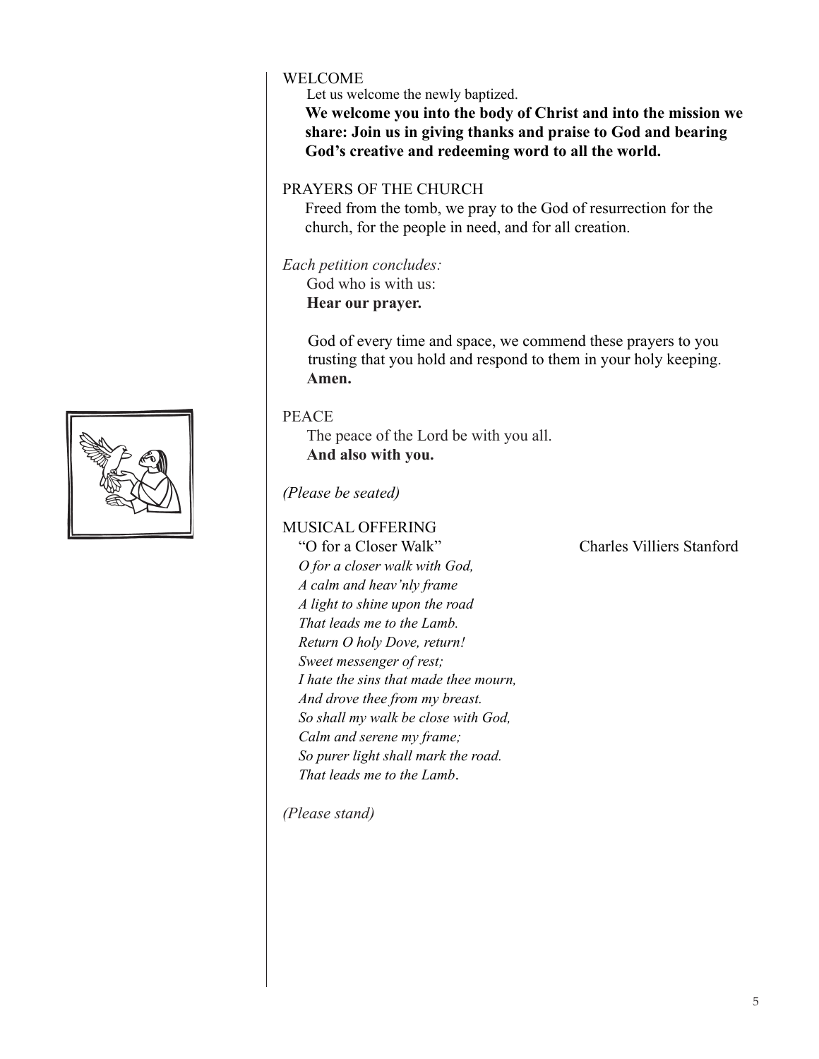## WELCOME

Let us welcome the newly baptized.

**We welcome you into the body of Christ and into the mission we share: Join us in giving thanks and praise to God and bearing God's creative and redeeming word to all the world.**

## PRAYERS OF THE CHURCH

Freed from the tomb, we pray to the God of resurrection for the church, for the people in need, and for all creation.

*Each petition concludes:*

God who is with us:
**Hear our prayer.**

God of every time and space, we commend these prayers to you trusting that you hold and respond to them in your holy keeping.
**Amen.**

## PEACE

The peace of the Lord be with you all.
**And also with you.**

*(Please be seated)*

## MUSICAL OFFERING

"O for a Closer Walk" — Charles Villiers Stanford

*O for a closer walk with God,*
*A calm and heav'nly frame*
*A light to shine upon the road*
*That leads me to the Lamb.*
*Return O holy Dove, return!*
*Sweet messenger of rest;*
*I hate the sins that made thee mourn,*
*And drove thee from my breast.*
*So shall my walk be close with God,*
*Calm and serene my frame;*
*So purer light shall mark the road.*
*That leads me to the Lamb.*

*(Please stand)*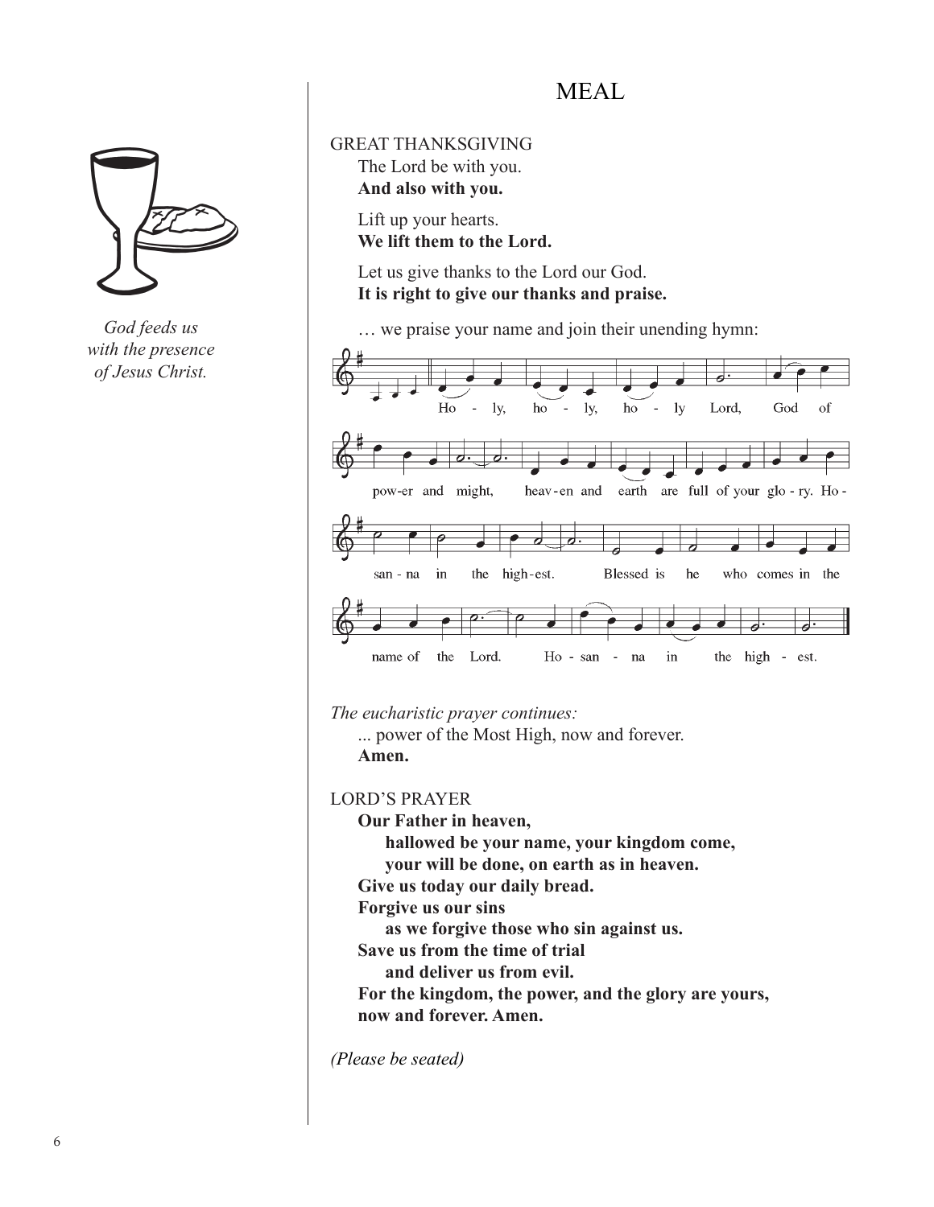# MEAL

*God feeds us with the presence of Jesus Christ.*

GREAT THANKSGIVING

The Lord be with you.
**And also with you.**

Lift up your hearts.
**We lift them to the Lord.**

Let us give thanks to the Lord our God.
**It is right to give our thanks and praise.**

… we praise your name and join their unending hymn:

Holy, holy, holy Lord, God of power and might, heaven and earth are full of your glory. Hosanna in the highest. Blessed is he who comes in the name of the Lord. Hosanna in the highest.

*The eucharistic prayer continues:*

... power of the Most High, now and forever.
**Amen.**

LORD'S PRAYER

**Our Father in heaven,**
**hallowed be your name, your kingdom come,**
**your will be done, on earth as in heaven.**
**Give us today our daily bread.**
**Forgive us our sins**
**as we forgive those who sin against us.**
**Save us from the time of trial**
**and deliver us from evil.**
**For the kingdom, the power, and the glory are yours,**
**now and forever. Amen.**

*(Please be seated)*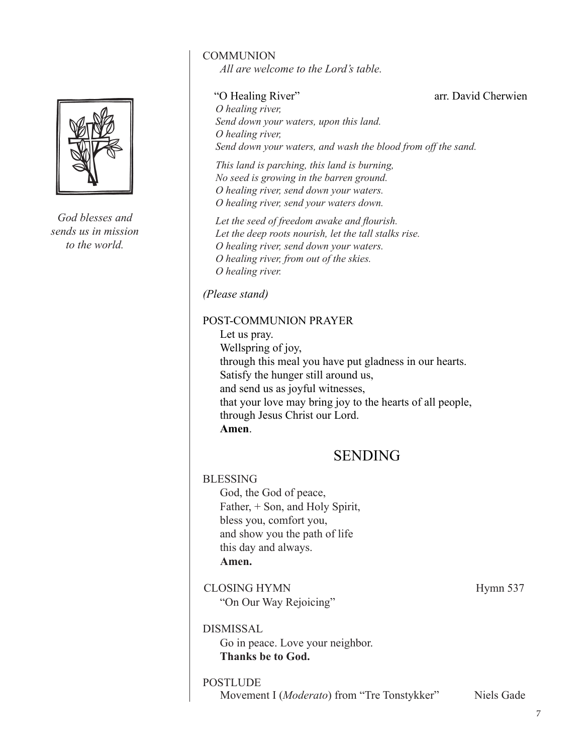*God blesses and sends us in mission to the world.*

COMMUNION

*All are welcome to the Lord's table.*

"O Healing River" arr. David Cherwien

*O healing river,*
*Send down your waters, upon this land.*
*O healing river,*
*Send down your waters, and wash the blood from off the sand.*

*This land is parching, this land is burning,*
*No seed is growing in the barren ground.*
*O healing river, send down your waters.*
*O healing river, send your waters down.*

*Let the seed of freedom awake and flourish.*
*Let the deep roots nourish, let the tall stalks rise.*
*O healing river, send down your waters.*
*O healing river, from out of the skies.*
*O healing river.*

*(Please stand)*

POST-COMMUNION PRAYER

Let us pray.
Wellspring of joy,
through this meal you have put gladness in our hearts.
Satisfy the hunger still around us,
and send us as joyful witnesses,
that your love may bring joy to the hearts of all people,
through Jesus Christ our Lord.
**Amen**.

## SENDING

BLESSING

God, the God of peace,
Father, + Son, and Holy Spirit,
bless you, comfort you,
and show you the path of life
this day and always.
**Amen.**

CLOSING HYMN Hymn 537

"On Our Way Rejoicing"

DISMISSAL

Go in peace. Love your neighbor.
**Thanks be to God.**

POSTLUDE

Movement I (*Moderato*) from "Tre Tonstykker" Niels Gade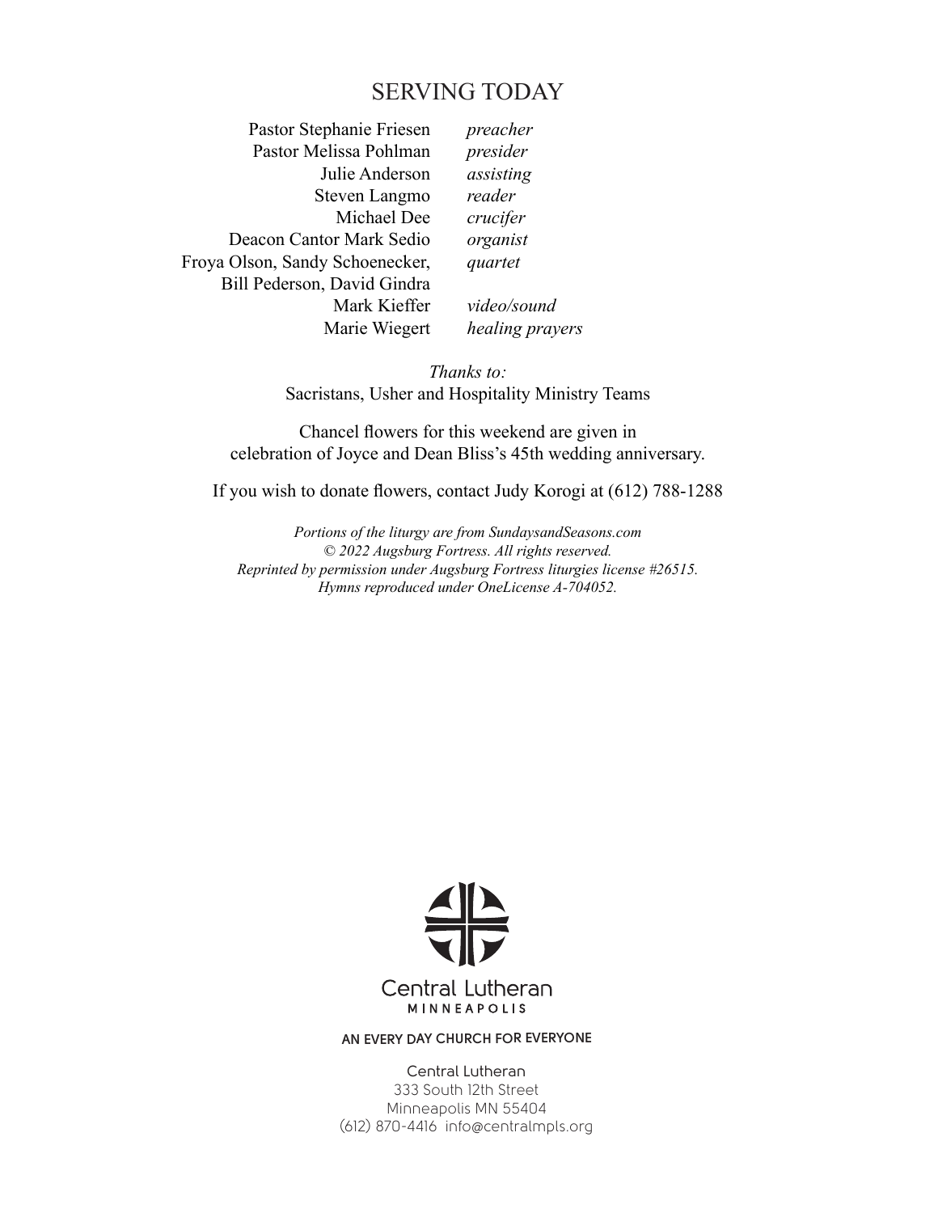# SERVING TODAY

| | |
|---|---|
| Pastor Stephanie Friesen | *preacher* |
| Pastor Melissa Pohlman | *presider* |
| Julie Anderson | *assisting* |
| Steven Langmo | *reader* |
| Michael Dee | *crucifer* |
| Deacon Cantor Mark Sedio | *organist* |
| Froya Olson, Sandy Schoenecker, Bill Pederson, David Gindra | *quartet* |
| Mark Kieffer | *video/sound* |
| Marie Wiegert | *healing prayers* |

*Thanks to:*
Sacristans, Usher and Hospitality Ministry Teams

Chancel flowers for this weekend are given in celebration of Joyce and Dean Bliss's 45th wedding anniversary.

If you wish to donate flowers, contact Judy Korogi at (612) 788-1288

*Portions of the liturgy are from SundaysandSeasons.com*
*© 2022 Augsburg Fortress. All rights reserved.*
*Reprinted by permission under Augsburg Fortress liturgies license #26515.*
*Hymns reproduced under OneLicense A-704052.*

Central Lutheran
MINNEAPOLIS

AN EVERY DAY CHURCH FOR EVERYONE

Central Lutheran
333 South 12th Street
Minneapolis MN 55404
(612) 870-4416 info@centralmpls.org